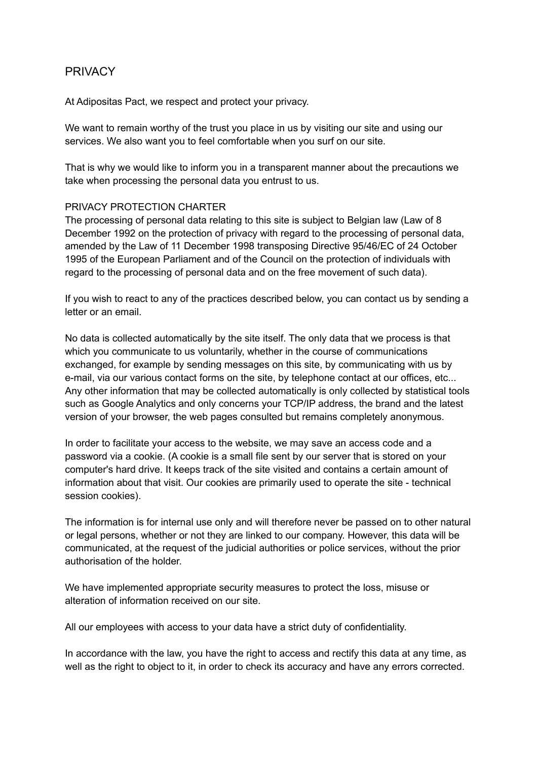# PRIVACY

At Adipositas Pact, we respect and protect your privacy.

We want to remain worthy of the trust you place in us by visiting our site and using our services. We also want you to feel comfortable when you surf on our site.

That is why we would like to inform you in a transparent manner about the precautions we take when processing the personal data you entrust to us.

## PRIVACY PROTECTION CHARTER

The processing of personal data relating to this site is subject to Belgian law (Law of 8 December 1992 on the protection of privacy with regard to the processing of personal data, amended by the Law of 11 December 1998 transposing Directive 95/46/EC of 24 October 1995 of the European Parliament and of the Council on the protection of individuals with regard to the processing of personal data and on the free movement of such data).

If you wish to react to any of the practices described below, you can contact us by sending a letter or an email.

No data is collected automatically by the site itself. The only data that we process is that which you communicate to us voluntarily, whether in the course of communications exchanged, for example by sending messages on this site, by communicating with us by e-mail, via our various contact forms on the site, by telephone contact at our offices, etc... Any other information that may be collected automatically is only collected by statistical tools such as Google Analytics and only concerns your TCP/IP address, the brand and the latest version of your browser, the web pages consulted but remains completely anonymous.

In order to facilitate your access to the website, we may save an access code and a password via a cookie. (A cookie is a small file sent by our server that is stored on your computer's hard drive. It keeps track of the site visited and contains a certain amount of information about that visit. Our cookies are primarily used to operate the site - technical session cookies).

The information is for internal use only and will therefore never be passed on to other natural or legal persons, whether or not they are linked to our company. However, this data will be communicated, at the request of the judicial authorities or police services, without the prior authorisation of the holder.

We have implemented appropriate security measures to protect the loss, misuse or alteration of information received on our site.

All our employees with access to your data have a strict duty of confidentiality.

In accordance with the law, you have the right to access and rectify this data at any time, as well as the right to object to it, in order to check its accuracy and have any errors corrected.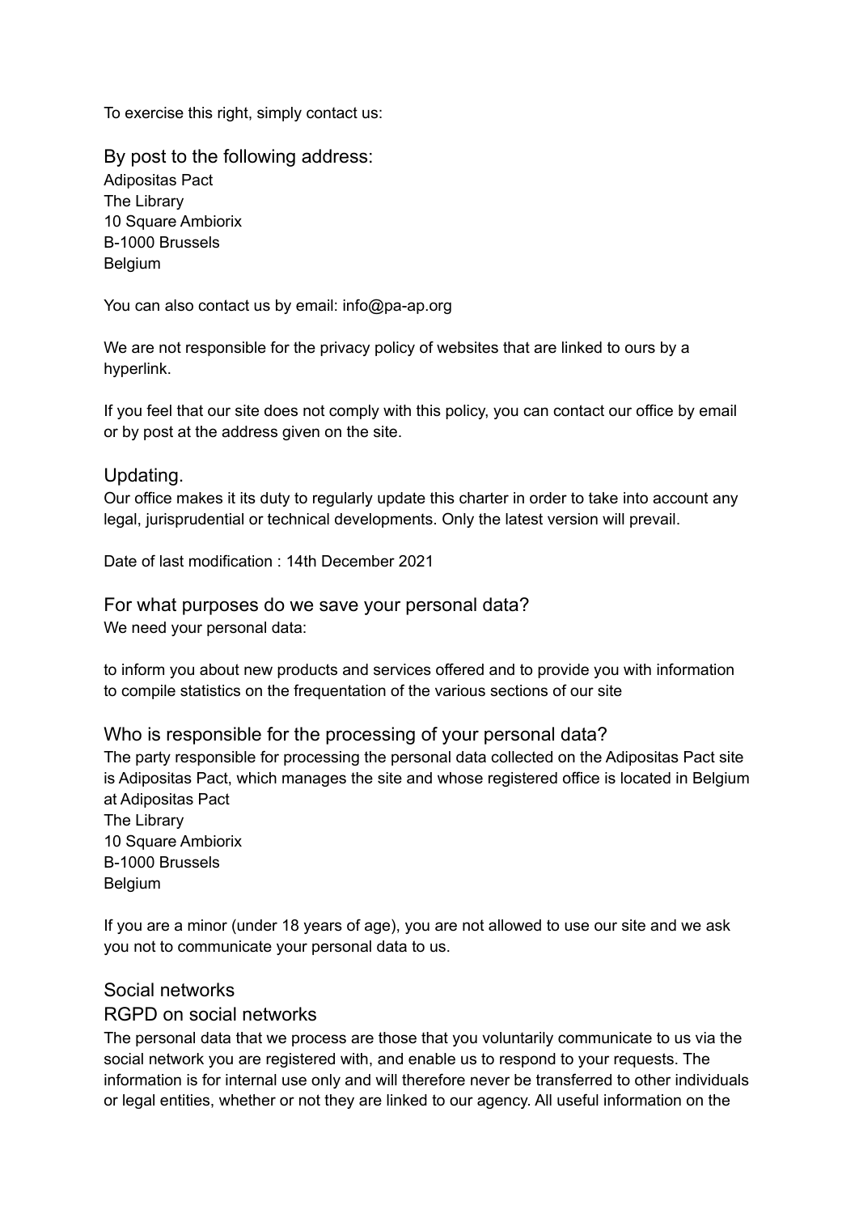To exercise this right, simply contact us:

## By post to the following address:

Adipositas Pact
The Library
10 Square Ambiorix
B-1000 Brussels
Belgium

You can also contact us by email: info@pa-ap.org

We are not responsible for the privacy policy of websites that are linked to ours by a hyperlink.

If you feel that our site does not comply with this policy, you can contact our office by email or by post at the address given on the site.

## Updating.

Our office makes it its duty to regularly update this charter in order to take into account any legal, jurisprudential or technical developments. Only the latest version will prevail.

Date of last modification : 14th December 2021

## For what purposes do we save your personal data?

We need your personal data:

to inform you about new products and services offered and to provide you with information
to compile statistics on the frequentation of the various sections of our site

## Who is responsible for the processing of your personal data?

The party responsible for processing the personal data collected on the Adipositas Pact site is Adipositas Pact, which manages the site and whose registered office is located in Belgium at Adipositas Pact
The Library
10 Square Ambiorix
B-1000 Brussels
Belgium

If you are a minor (under 18 years of age), you are not allowed to use our site and we ask you not to communicate your personal data to us.

## Social networks

## RGPD on social networks

The personal data that we process are those that you voluntarily communicate to us via the social network you are registered with, and enable us to respond to your requests. The information is for internal use only and will therefore never be transferred to other individuals or legal entities, whether or not they are linked to our agency. All useful information on the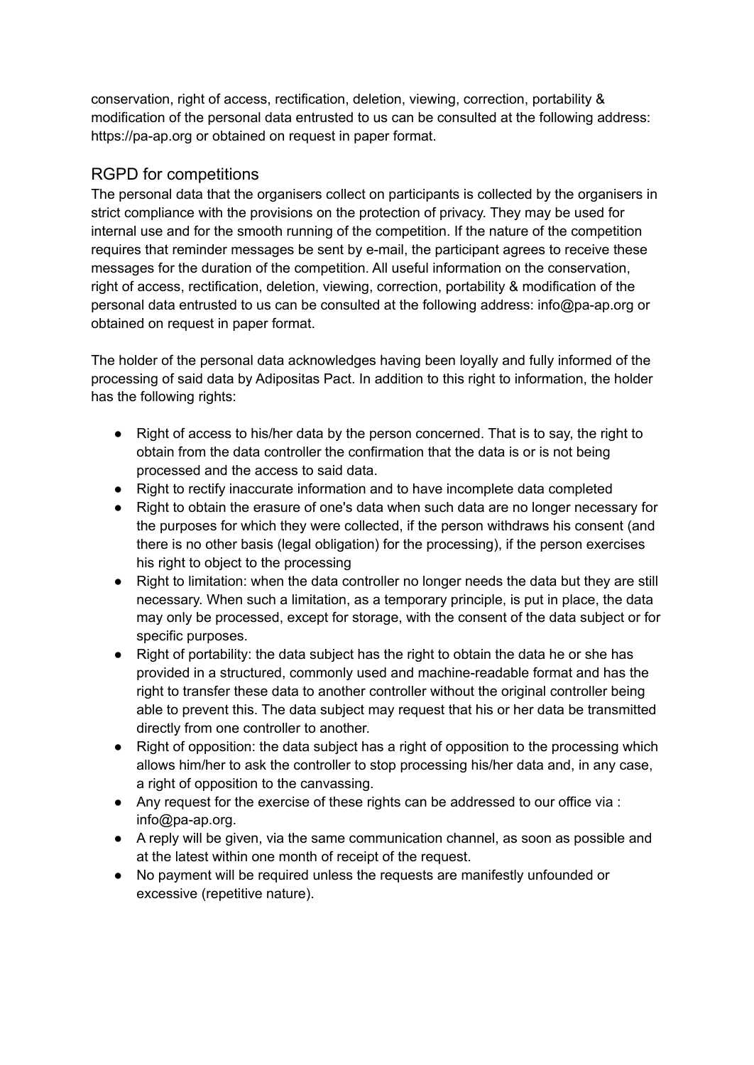conservation, right of access, rectification, deletion, viewing, correction, portability & modification of the personal data entrusted to us can be consulted at the following address: https://pa-ap.org or obtained on request in paper format.

## RGPD for competitions

The personal data that the organisers collect on participants is collected by the organisers in strict compliance with the provisions on the protection of privacy. They may be used for internal use and for the smooth running of the competition. If the nature of the competition requires that reminder messages be sent by e-mail, the participant agrees to receive these messages for the duration of the competition. All useful information on the conservation, right of access, rectification, deletion, viewing, correction, portability & modification of the personal data entrusted to us can be consulted at the following address: info@pa-ap.org or obtained on request in paper format.

The holder of the personal data acknowledges having been loyally and fully informed of the processing of said data by Adipositas Pact. In addition to this right to information, the holder has the following rights:

- Right of access to his/her data by the person concerned. That is to say, the right to obtain from the data controller the confirmation that the data is or is not being processed and the access to said data.
- Right to rectify inaccurate information and to have incomplete data completed
- Right to obtain the erasure of one's data when such data are no longer necessary for the purposes for which they were collected, if the person withdraws his consent (and there is no other basis (legal obligation) for the processing), if the person exercises his right to object to the processing
- Right to limitation: when the data controller no longer needs the data but they are still necessary. When such a limitation, as a temporary principle, is put in place, the data may only be processed, except for storage, with the consent of the data subject or for specific purposes.
- Right of portability: the data subject has the right to obtain the data he or she has provided in a structured, commonly used and machine-readable format and has the right to transfer these data to another controller without the original controller being able to prevent this. The data subject may request that his or her data be transmitted directly from one controller to another.
- Right of opposition: the data subject has a right of opposition to the processing which allows him/her to ask the controller to stop processing his/her data and, in any case, a right of opposition to the canvassing.
- Any request for the exercise of these rights can be addressed to our office via : info@pa-ap.org.
- A reply will be given, via the same communication channel, as soon as possible and at the latest within one month of receipt of the request.
- No payment will be required unless the requests are manifestly unfounded or excessive (repetitive nature).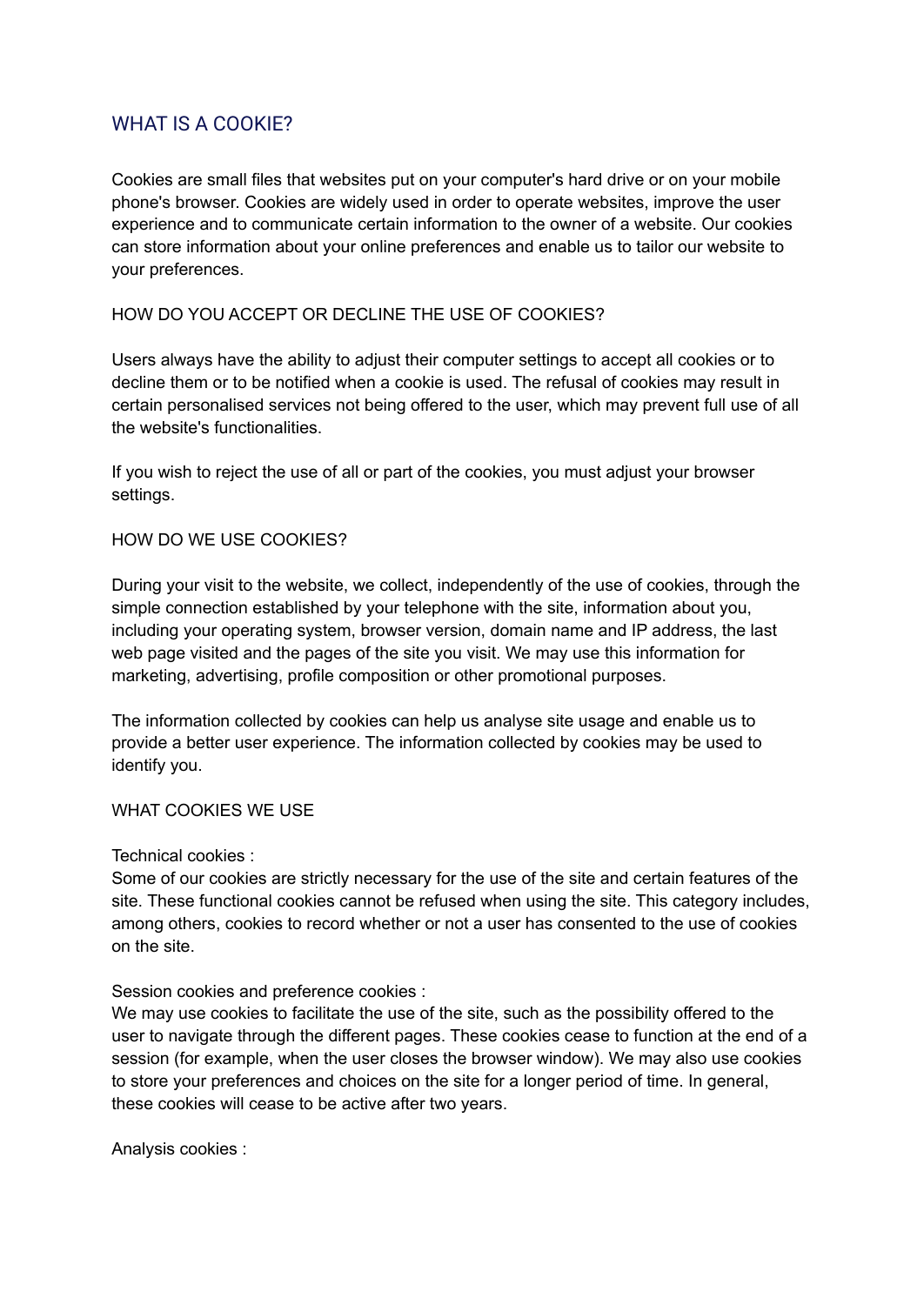## WHAT IS A COOKIE?

Cookies are small files that websites put on your computer's hard drive or on your mobile phone's browser. Cookies are widely used in order to operate websites, improve the user experience and to communicate certain information to the owner of a website. Our cookies can store information about your online preferences and enable us to tailor our website to your preferences.

### HOW DO YOU ACCEPT OR DECLINE THE USE OF COOKIES?

Users always have the ability to adjust their computer settings to accept all cookies or to decline them or to be notified when a cookie is used. The refusal of cookies may result in certain personalised services not being offered to the user, which may prevent full use of all the website's functionalities.

If you wish to reject the use of all or part of the cookies, you must adjust your browser settings.

### HOW DO WE USE COOKIES?

During your visit to the website, we collect, independently of the use of cookies, through the simple connection established by your telephone with the site, information about you, including your operating system, browser version, domain name and IP address, the last web page visited and the pages of the site you visit. We may use this information for marketing, advertising, profile composition or other promotional purposes.

The information collected by cookies can help us analyse site usage and enable us to provide a better user experience. The information collected by cookies may be used to identify you.

### WHAT COOKIES WE USE

Technical cookies :
Some of our cookies are strictly necessary for the use of the site and certain features of the site. These functional cookies cannot be refused when using the site. This category includes, among others, cookies to record whether or not a user has consented to the use of cookies on the site.

Session cookies and preference cookies :
We may use cookies to facilitate the use of the site, such as the possibility offered to the user to navigate through the different pages. These cookies cease to function at the end of a session (for example, when the user closes the browser window). We may also use cookies to store your preferences and choices on the site for a longer period of time. In general, these cookies will cease to be active after two years.

Analysis cookies :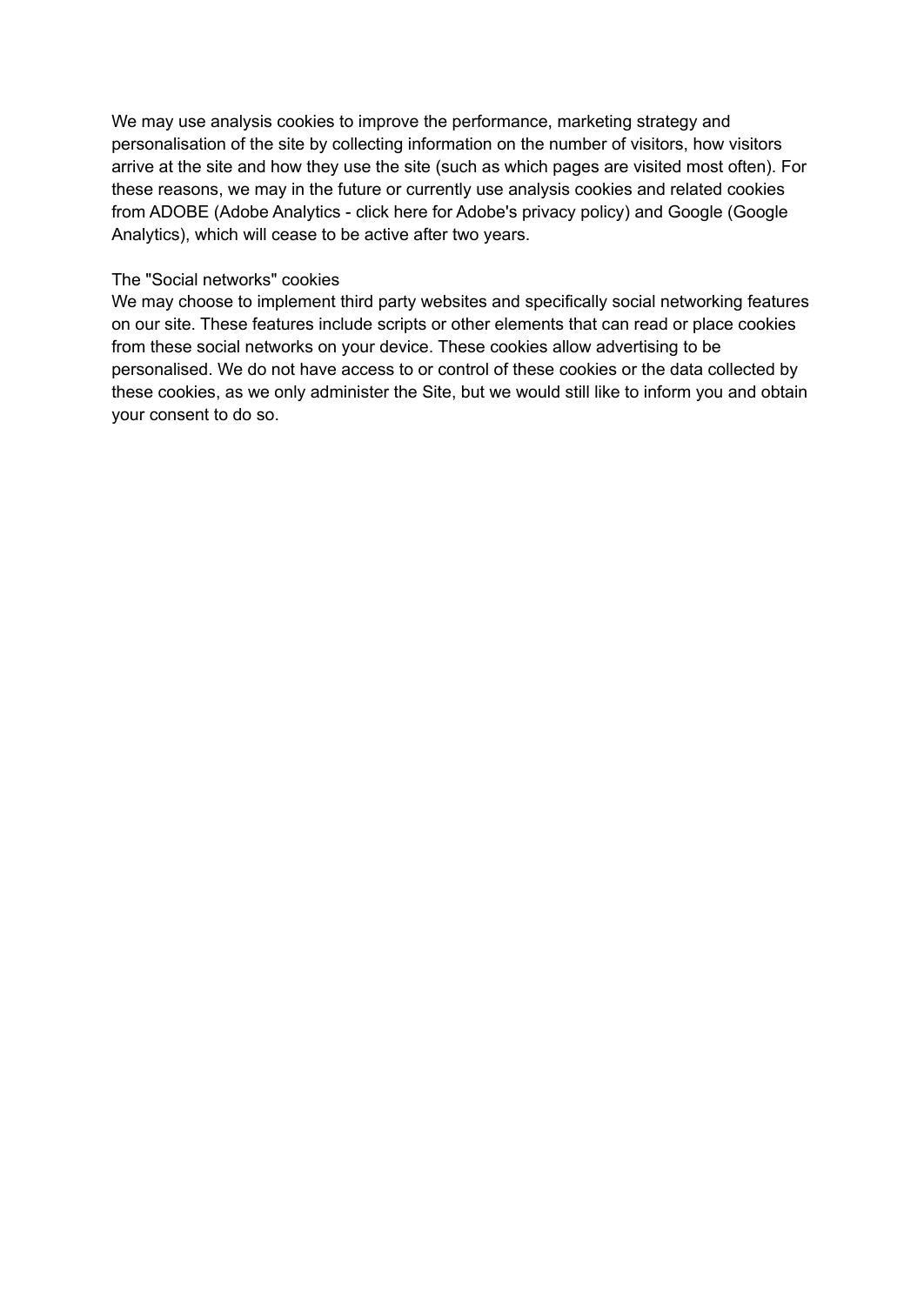We may use analysis cookies to improve the performance, marketing strategy and personalisation of the site by collecting information on the number of visitors, how visitors arrive at the site and how they use the site (such as which pages are visited most often). For these reasons, we may in the future or currently use analysis cookies and related cookies from ADOBE (Adobe Analytics - click here for Adobe's privacy policy) and Google (Google Analytics), which will cease to be active after two years.

The "Social networks" cookies

We may choose to implement third party websites and specifically social networking features on our site. These features include scripts or other elements that can read or place cookies from these social networks on your device. These cookies allow advertising to be personalised. We do not have access to or control of these cookies or the data collected by these cookies, as we only administer the Site, but we would still like to inform you and obtain your consent to do so.